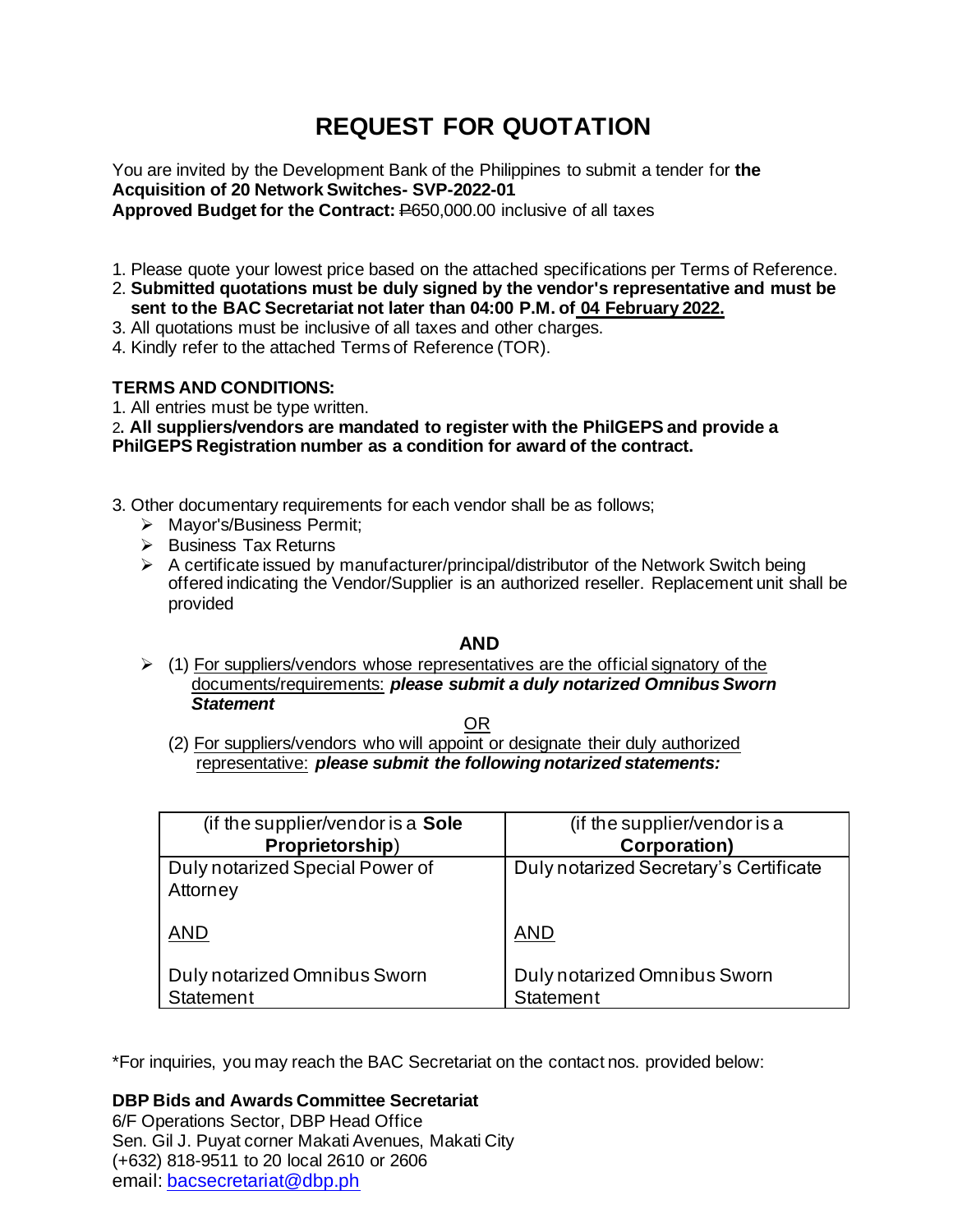# REQUEST FOR QUOTATION

You are invited by the Development Bank of the Philippines to submit a tender for **the Acquisition of 20 Network Switches- SVP-2022-01**
**Approved Budget for the Contract:** ₱650,000.00 inclusive of all taxes

1. Please quote your lowest price based on the attached specifications per Terms of Reference.
2. **Submitted quotations must be duly signed by the vendor's representative and must be sent to the BAC Secretariat not later than 04:00 P.M. of 04 February 2022.**
3. All quotations must be inclusive of all taxes and other charges.
4. Kindly refer to the attached Terms of Reference (TOR).

**TERMS AND CONDITIONS:**

1. All entries must be type written.
2. **All suppliers/vendors are mandated to register with the PhilGEPS and provide a PhilGEPS Registration number as a condition for award of the contract.**

3. Other documentary requirements for each vendor shall be as follows;
   - Mayor's/Business Permit;
   - Business Tax Returns
   - A certificate issued by manufacturer/principal/distributor of the Network Switch being offered indicating the Vendor/Supplier is an authorized reseller. Replacement unit shall be provided

**AND**

- (1) For suppliers/vendors whose representatives are the official signatory of the documents/requirements: ***please submit a duly notarized Omnibus Sworn Statement***

  OR

  (2) For suppliers/vendors who will appoint or designate their duly authorized representative: ***please submit the following notarized statements:***

| (if the supplier/vendor is a **Sole Proprietorship**) | (if the supplier/vendor is a **Corporation)** |
|---|---|
| Duly notarized Special Power of Attorney<br><br>AND<br><br>Duly notarized Omnibus Sworn Statement | Duly notarized Secretary's Certificate<br><br>AND<br><br>Duly notarized Omnibus Sworn Statement |

*For inquiries, you may reach the BAC Secretariat on the contact nos. provided below:

**DBP Bids and Awards Committee Secretariat**
6/F Operations Sector, DBP Head Office
Sen. Gil J. Puyat corner Makati Avenues, Makati City
(+632) 818-9511 to 20 local 2610 or 2606
email: bacsecretariat@dbp.ph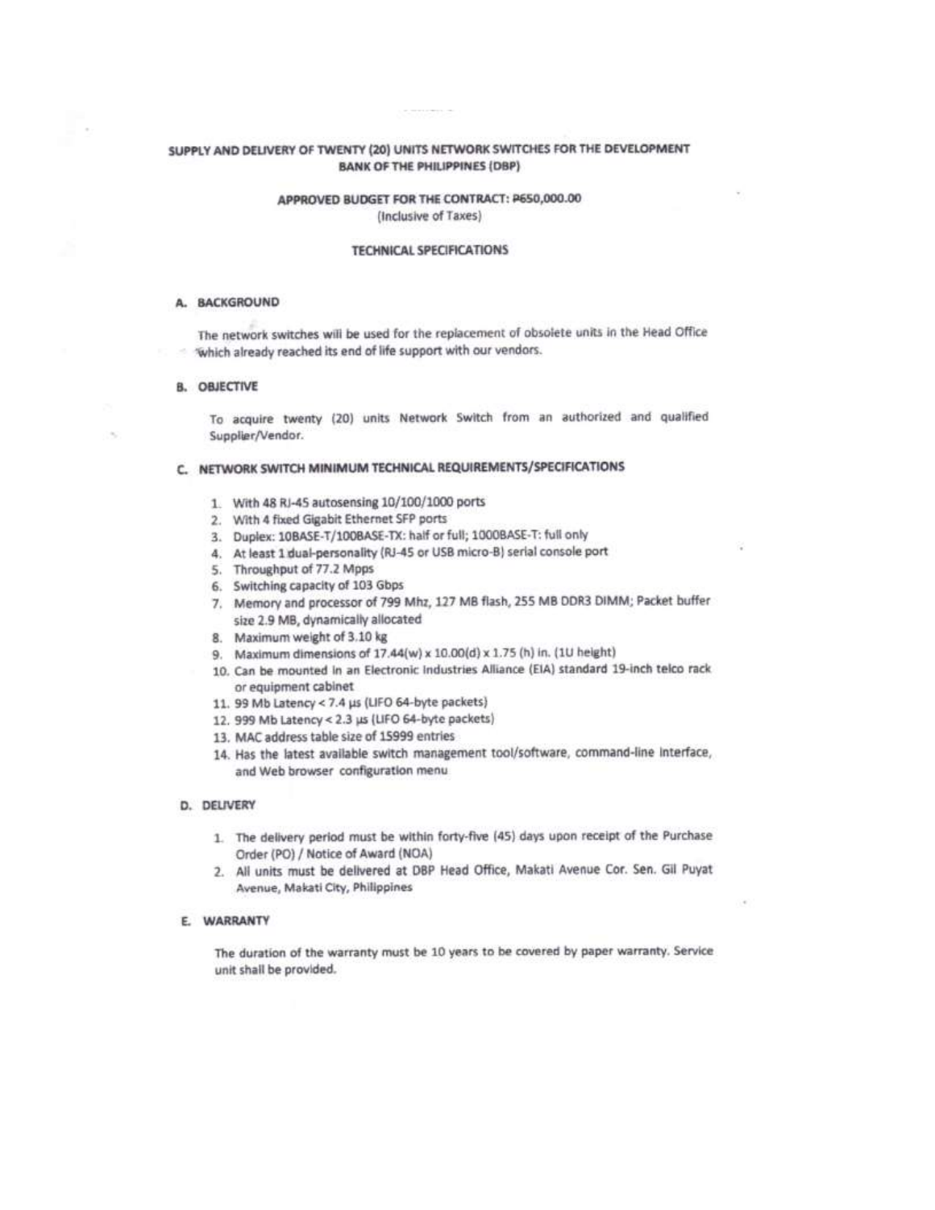**SUPPLY AND DELIVERY OF TWENTY (20) UNITS NETWORK SWITCHES FOR THE DEVELOPMENT BANK OF THE PHILIPPINES (DBP)**

**APPROVED BUDGET FOR THE CONTRACT: ₱650,000.00**
(Inclusive of Taxes)

**TECHNICAL SPECIFICATIONS**

## A. BACKGROUND

The network switches will be used for the replacement of obsolete units in the Head Office which already reached its end of life support with our vendors.

## B. OBJECTIVE

To acquire twenty (20) units Network Switch from an authorized and qualified Supplier/Vendor.

## C. NETWORK SWITCH MINIMUM TECHNICAL REQUIREMENTS/SPECIFICATIONS

1. With 48 RJ-45 autosensing 10/100/1000 ports
2. With 4 fixed Gigabit Ethernet SFP ports
3. Duplex: 10BASE-T/100BASE-TX: half or full; 1000BASE-T: full only
4. At least 1 dual-personality (RJ-45 or USB micro-B) serial console port
5. Throughput of 77.2 Mpps
6. Switching capacity of 103 Gbps
7. Memory and processor of 799 Mhz, 127 MB flash, 255 MB DDR3 DIMM; Packet buffer size 2.9 MB, dynamically allocated
8. Maximum weight of 3.10 kg
9. Maximum dimensions of 17.44(w) x 10.00(d) x 1.75 (h) in. (1U height)
10. Can be mounted in an Electronic Industries Alliance (EIA) standard 19-inch telco rack or equipment cabinet
11. 99 Mb Latency < 7.4 µs (LIFO 64-byte packets)
12. 999 Mb Latency < 2.3 µs (LIFO 64-byte packets)
13. MAC address table size of 15999 entries
14. Has the latest available switch management tool/software, command-line interface, and Web browser configuration menu

## D. DELIVERY

1. The delivery period must be within forty-five (45) days upon receipt of the Purchase Order (PO) / Notice of Award (NOA)
2. All units must be delivered at DBP Head Office, Makati Avenue Cor. Sen. Gil Puyat Avenue, Makati City, Philippines

## E. WARRANTY

The duration of the warranty must be 10 years to be covered by paper warranty. Service unit shall be provided.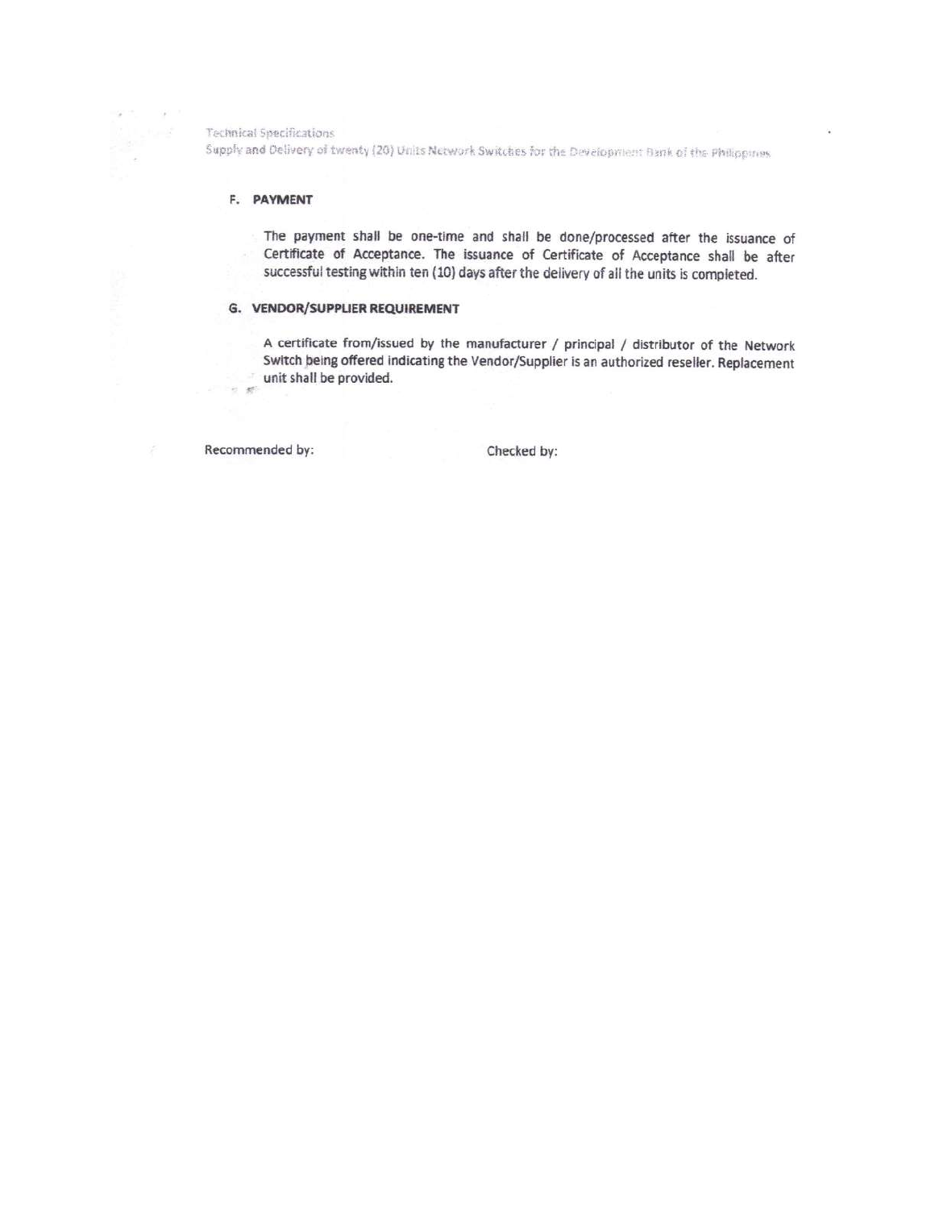### F. PAYMENT

The payment shall be one-time and shall be done/processed after the issuance of Certificate of Acceptance. The issuance of Certificate of Acceptance shall be after successful testing within ten (10) days after the delivery of all the units is completed.

### G. VENDOR/SUPPLIER REQUIREMENT

A certificate from/issued by the manufacturer / principal / distributor of the Network Switch being offered indicating the Vendor/Supplier is an authorized reseller. Replacement unit shall be provided.

Recommended by: Checked by: